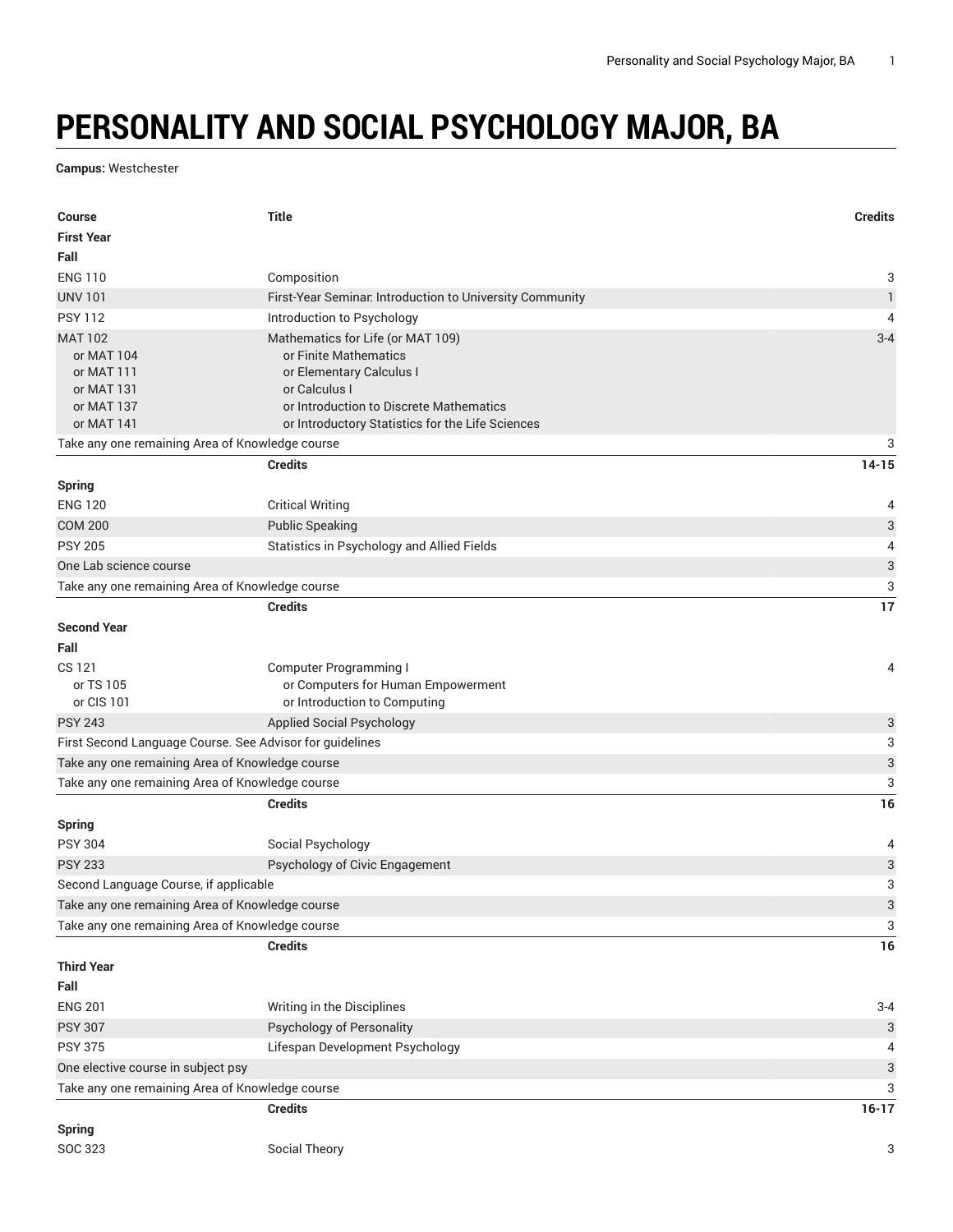# PERSONALITY AND SOCIAL PSYCHOLOGY MAJOR, BA

**Campus:** Westchester

| Course | Title | Credits |
|---|---|---|
| **First Year** | | |
| **Fall** | | |
| ENG 110 | Composition | 3 |
| UNV 101 | First-Year Seminar: Introduction to University Community | 1 |
| PSY 112 | Introduction to Psychology | 4 |
| MAT 102<br>or MAT 104<br>or MAT 111<br>or MAT 131<br>or MAT 137<br>or MAT 141 | Mathematics for Life (or MAT 109)<br>or Finite Mathematics<br>or Elementary Calculus I<br>or Calculus I<br>or Introduction to Discrete Mathematics<br>or Introductory Statistics for the Life Sciences | 3-4 |
| Take any one remaining Area of Knowledge course | | 3 |
| | **Credits** | **14-15** |
| **Spring** | | |
| ENG 120 | Critical Writing | 4 |
| COM 200 | Public Speaking | 3 |
| PSY 205 | Statistics in Psychology and Allied Fields | 4 |
| One Lab science course | | 3 |
| Take any one remaining Area of Knowledge course | | 3 |
| | **Credits** | **17** |
| **Second Year** | | |
| **Fall** | | |
| CS 121<br>or TS 105<br>or CIS 101 | Computer Programming I<br>or Computers for Human Empowerment<br>or Introduction to Computing | 4 |
| PSY 243 | Applied Social Psychology | 3 |
| First Second Language Course. See Advisor for guidelines | | 3 |
| Take any one remaining Area of Knowledge course | | 3 |
| Take any one remaining Area of Knowledge course | | 3 |
| | **Credits** | **16** |
| **Spring** | | |
| PSY 304 | Social Psychology | 4 |
| PSY 233 | Psychology of Civic Engagement | 3 |
| Second Language Course, if applicable | | 3 |
| Take any one remaining Area of Knowledge course | | 3 |
| Take any one remaining Area of Knowledge course | | 3 |
| | **Credits** | **16** |
| **Third Year** | | |
| **Fall** | | |
| ENG 201 | Writing in the Disciplines | 3-4 |
| PSY 307 | Psychology of Personality | 3 |
| PSY 375 | Lifespan Development Psychology | 4 |
| One elective course in subject psy | | 3 |
| Take any one remaining Area of Knowledge course | | 3 |
| | **Credits** | **16-17** |
| **Spring** | | |
| SOC 323 | Social Theory | 3 |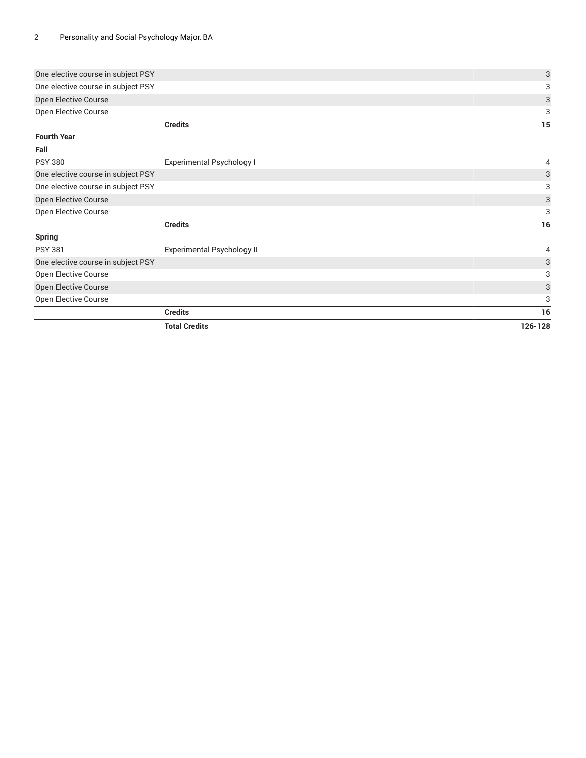| | | |
|---|---|---|
| One elective course in subject PSY | | 3 |
| One elective course in subject PSY | | 3 |
| Open Elective Course | | 3 |
| Open Elective Course | | 3 |
| | **Credits** | **15** |
| **Fourth Year** | | |
| **Fall** | | |
| PSY 380 | Experimental Psychology I | 4 |
| One elective course in subject PSY | | 3 |
| One elective course in subject PSY | | 3 |
| Open Elective Course | | 3 |
| Open Elective Course | | 3 |
| | **Credits** | **16** |
| **Spring** | | |
| PSY 381 | Experimental Psychology II | 4 |
| One elective course in subject PSY | | 3 |
| Open Elective Course | | 3 |
| Open Elective Course | | 3 |
| Open Elective Course | | 3 |
| | **Credits** | **16** |
| | **Total Credits** | **126-128** |